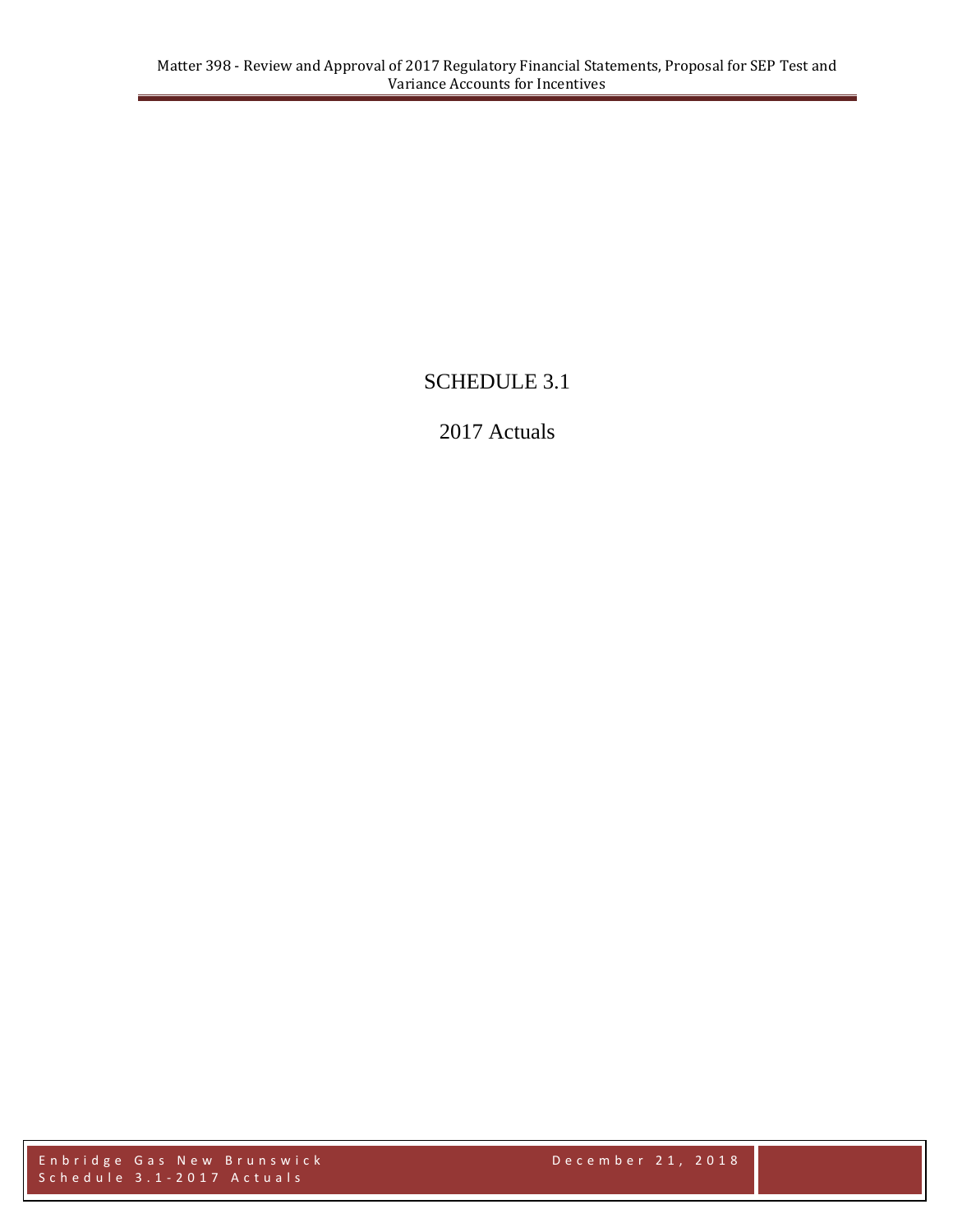# SCHEDULE 3.1

## 2017 Actuals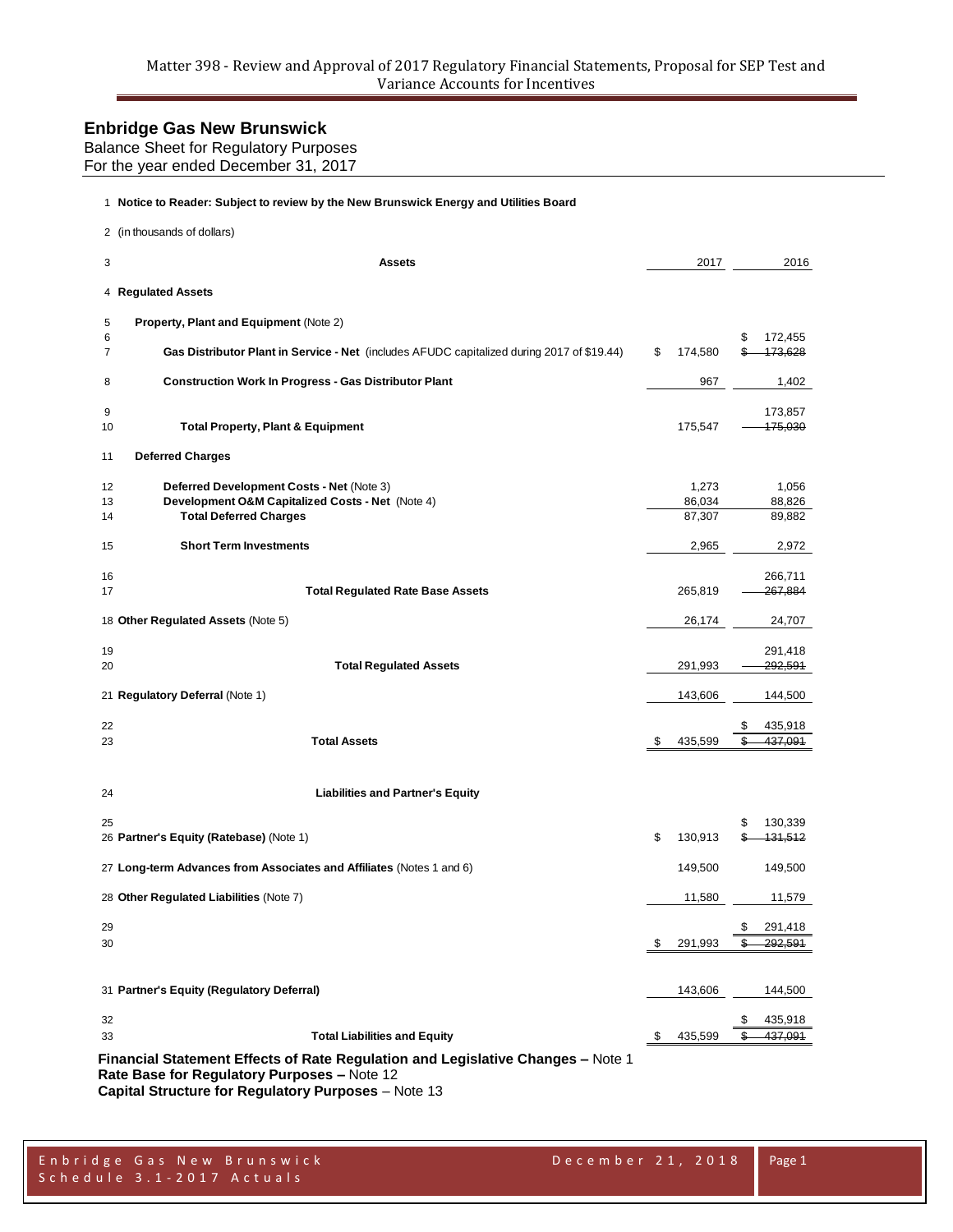Matter 398 - Review and Approval of 2017 Regulatory Financial Statements, Proposal for SEP Test and Variance Accounts for Incentives

## Enbridge Gas New Brunswick

Balance Sheet for Regulatory Purposes
For the year ended December 31, 2017

1 **Notice to Reader: Subject to review by the New Brunswick Energy and Utilities Board**

2 (in thousands of dollars)

| # | Assets | 2017 | 2016 |
|---|---|---|---|
| 4 | **Regulated Assets** | | |
| 5 | **Property, Plant and Equipment** (Note 2) | | |
| 6 | | | $ 172,455 |
| 7 | **Gas Distributor Plant in Service - Net** (includes AFUDC capitalized during 2017 of $19.44) | $ 174,580 | ~~$ 173,628~~ |
| 8 | **Construction Work In Progress - Gas Distributor Plant** | 967 | 1,402 |
| 9 | | | 173,857 |
| 10 | **Total Property, Plant & Equipment** | 175,547 | ~~175,030~~ |
| 11 | **Deferred Charges** | | |
| 12 | **Deferred Development Costs - Net** (Note 3) | 1,273 | 1,056 |
| 13 | **Development O&M Capitalized Costs - Net** (Note 4) | 86,034 | 88,826 |
| 14 | **Total Deferred Charges** | 87,307 | 89,882 |
| 15 | **Short Term Investments** | 2,965 | 2,972 |
| 16 | | | 266,711 |
| 17 | **Total Regulated Rate Base Assets** | 265,819 | ~~267,884~~ |
| 18 | **Other Regulated Assets** (Note 5) | 26,174 | 24,707 |
| 19 | | | 291,418 |
| 20 | **Total Regulated Assets** | 291,993 | ~~292,591~~ |
| 21 | **Regulatory Deferral** (Note 1) | 143,606 | 144,500 |
| 22 | | | $ 435,918 |
| 23 | **Total Assets** | $ 435,599 | ~~$ 437,091~~ |
| 24 | **Liabilities and Partner's Equity** | | |
| 25 | | | $ 130,339 |
| 26 | **Partner's Equity (Ratebase)** (Note 1) | $ 130,913 | ~~$ 131,512~~ |
| 27 | **Long-term Advances from Associates and Affiliates** (Notes 1 and 6) | 149,500 | 149,500 |
| 28 | **Other Regulated Liabilities** (Note 7) | 11,580 | 11,579 |
| 29 | | | $ 291,418 |
| 30 | | $ 291,993 | ~~$ 292,591~~ |
| 31 | **Partner's Equity (Regulatory Deferral)** | 143,606 | 144,500 |
| 32 | | | $ 435,918 |
| 33 | **Total Liabilities and Equity** | $ 435,599 | ~~$ 437,091~~ |

**Financial Statement Effects of Rate Regulation and Legislative Changes –** Note 1
**Rate Base for Regulatory Purposes –** Note 12
**Capital Structure for Regulatory Purposes** – Note 13

Enbridge Gas New Brunswick
Schedule 3.1-2017 Actuals
December 21, 2018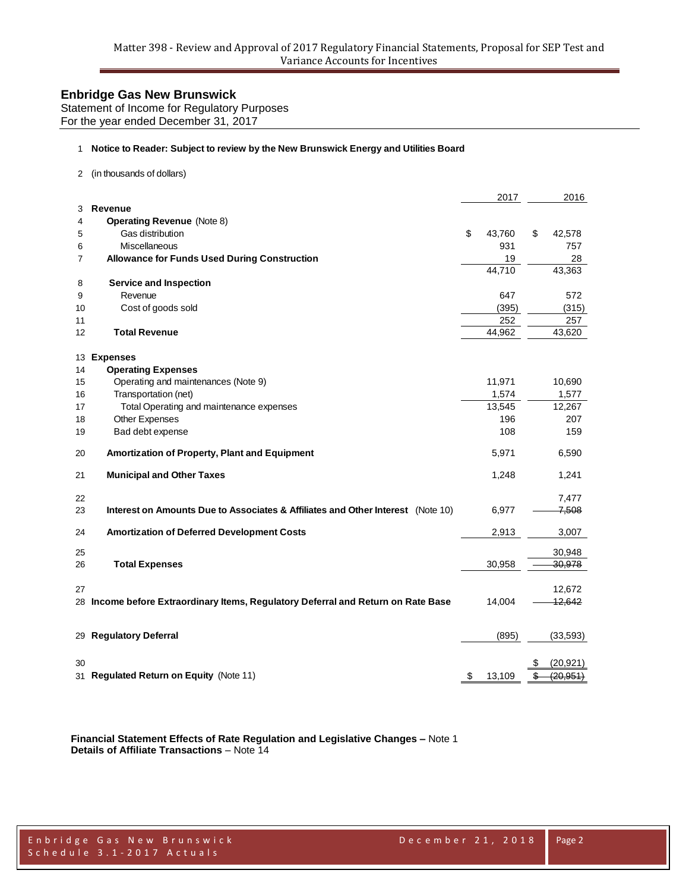## Enbridge Gas New Brunswick

Statement of Income for Regulatory Purposes
For the year ended December 31, 2017

| | | 2017 | 2016 |
|---|---|---|---|
| 1 | **Notice to Reader: Subject to review by the New Brunswick Energy and Utilities Board** | | |
| 2 | (in thousands of dollars) | | |
| 3 | **Revenue** | | |
| 4 | **Operating Revenue** (Note 8) | | |
| 5 | Gas distribution | $ 43,760 | $ 42,578 |
| 6 | Miscellaneous | 931 | 757 |
| 7 | **Allowance for Funds Used During Construction** | 19 | 28 |
| | | 44,710 | 43,363 |
| 8 | **Service and Inspection** | | |
| 9 | Revenue | 647 | 572 |
| 10 | Cost of goods sold | (395) | (315) |
| 11 | | 252 | 257 |
| 12 | **Total Revenue** | 44,962 | 43,620 |
| 13 | **Expenses** | | |
| 14 | **Operating Expenses** | | |
| 15 | Operating and maintenances (Note 9) | 11,971 | 10,690 |
| 16 | Transportation (net) | 1,574 | 1,577 |
| 17 | Total Operating and maintenance expenses | 13,545 | 12,267 |
| 18 | Other Expenses | 196 | 207 |
| 19 | Bad debt expense | 108 | 159 |
| 20 | **Amortization of Property, Plant and Equipment** | 5,971 | 6,590 |
| 21 | **Municipal and Other Taxes** | 1,248 | 1,241 |
| 22 | | | 7,477 |
| 23 | **Interest on Amounts Due to Associates & Affiliates and Other Interest** (Note 10) | 6,977 | ~~7,508~~ |
| 24 | **Amortization of Deferred Development Costs** | 2,913 | 3,007 |
| 25 | | | 30,948 |
| 26 | **Total Expenses** | 30,958 | ~~30,978~~ |
| 27 | | | 12,672 |
| 28 | **Income before Extraordinary Items, Regulatory Deferral and Return on Rate Base** | 14,004 | ~~12,642~~ |
| 29 | **Regulatory Deferral** | (895) | (33,593) |
| 30 | | | $ (20,921) |
| 31 | **Regulated Return on Equity** (Note 11) | $ 13,109 | ~~$ (20,951)~~ |

**Financial Statement Effects of Rate Regulation and Legislative Changes –** Note 1
**Details of Affiliate Transactions** – Note 14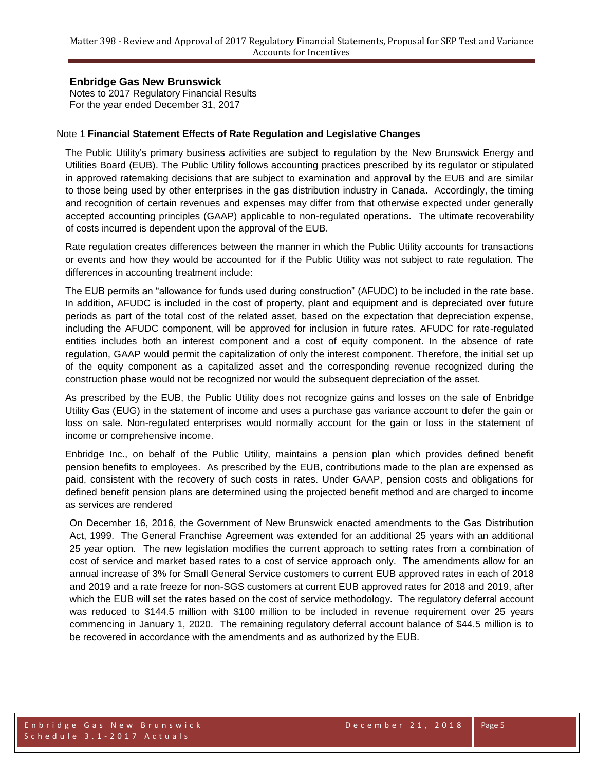**Enbridge Gas New Brunswick**
Notes to 2017 Regulatory Financial Results
For the year ended December 31, 2017

Note 1 **Financial Statement Effects of Rate Regulation and Legislative Changes**

The Public Utility's primary business activities are subject to regulation by the New Brunswick Energy and Utilities Board (EUB). The Public Utility follows accounting practices prescribed by its regulator or stipulated in approved ratemaking decisions that are subject to examination and approval by the EUB and are similar to those being used by other enterprises in the gas distribution industry in Canada. Accordingly, the timing and recognition of certain revenues and expenses may differ from that otherwise expected under generally accepted accounting principles (GAAP) applicable to non-regulated operations. The ultimate recoverability of costs incurred is dependent upon the approval of the EUB.

Rate regulation creates differences between the manner in which the Public Utility accounts for transactions or events and how they would be accounted for if the Public Utility was not subject to rate regulation. The differences in accounting treatment include:

The EUB permits an "allowance for funds used during construction" (AFUDC) to be included in the rate base. In addition, AFUDC is included in the cost of property, plant and equipment and is depreciated over future periods as part of the total cost of the related asset, based on the expectation that depreciation expense, including the AFUDC component, will be approved for inclusion in future rates. AFUDC for rate-regulated entities includes both an interest component and a cost of equity component. In the absence of rate regulation, GAAP would permit the capitalization of only the interest component. Therefore, the initial set up of the equity component as a capitalized asset and the corresponding revenue recognized during the construction phase would not be recognized nor would the subsequent depreciation of the asset.

As prescribed by the EUB, the Public Utility does not recognize gains and losses on the sale of Enbridge Utility Gas (EUG) in the statement of income and uses a purchase gas variance account to defer the gain or loss on sale. Non-regulated enterprises would normally account for the gain or loss in the statement of income or comprehensive income.

Enbridge Inc., on behalf of the Public Utility, maintains a pension plan which provides defined benefit pension benefits to employees. As prescribed by the EUB, contributions made to the plan are expensed as paid, consistent with the recovery of such costs in rates. Under GAAP, pension costs and obligations for defined benefit pension plans are determined using the projected benefit method and are charged to income as services are rendered

On December 16, 2016, the Government of New Brunswick enacted amendments to the Gas Distribution Act, 1999. The General Franchise Agreement was extended for an additional 25 years with an additional 25 year option. The new legislation modifies the current approach to setting rates from a combination of cost of service and market based rates to a cost of service approach only. The amendments allow for an annual increase of 3% for Small General Service customers to current EUB approved rates in each of 2018 and 2019 and a rate freeze for non-SGS customers at current EUB approved rates for 2018 and 2019, after which the EUB will set the rates based on the cost of service methodology. The regulatory deferral account was reduced to $144.5 million with $100 million to be included in revenue requirement over 25 years commencing in January 1, 2020. The remaining regulatory deferral account balance of $44.5 million is to be recovered in accordance with the amendments and as authorized by the EUB.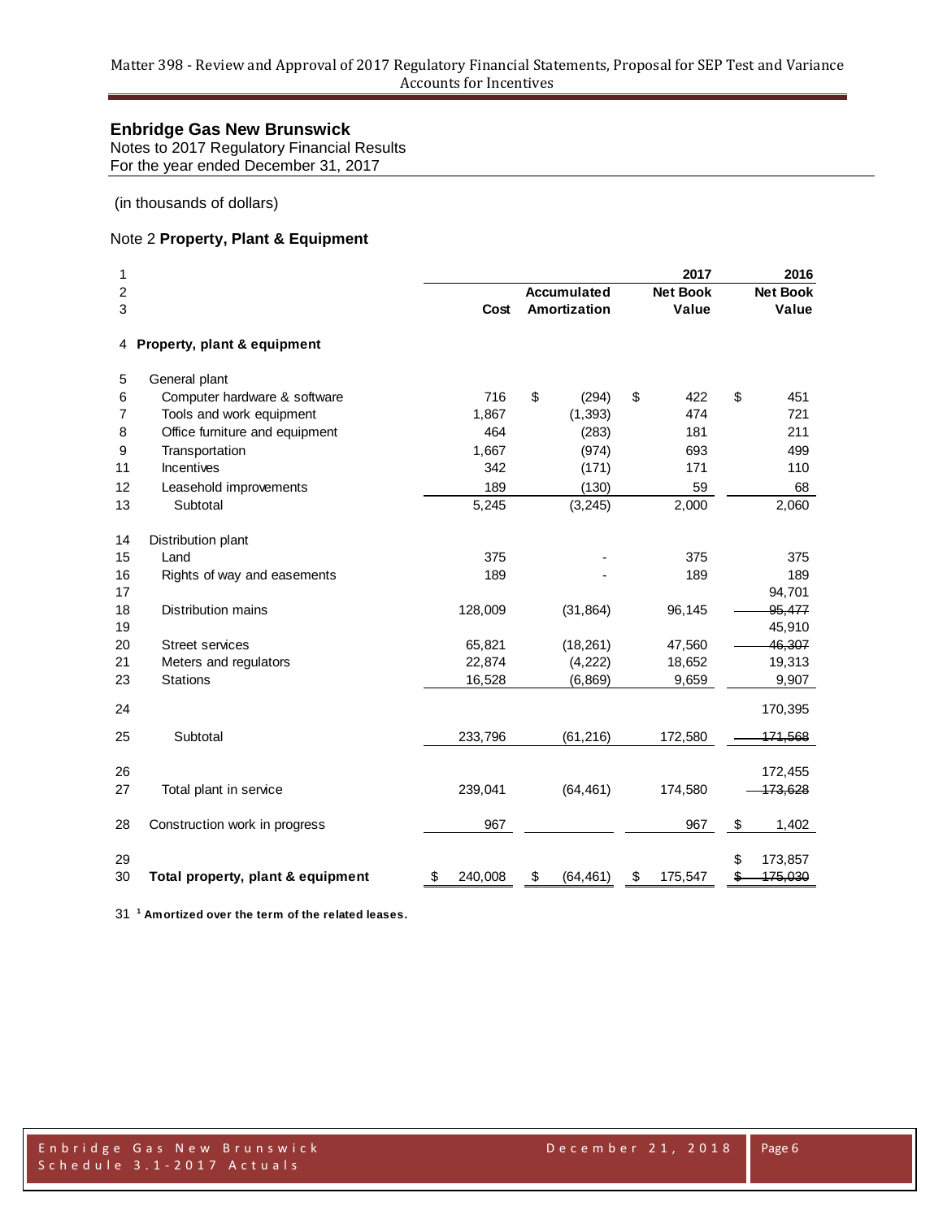## Enbridge Gas New Brunswick

Notes to 2017 Regulatory Financial Results
For the year ended December 31, 2017

(in thousands of dollars)

### Note 2 **Property, Plant & Equipment**

| | | | | 2017 | 2016 |
|---|---|---|---|---|---|
| | | | Accumulated | Net Book | Net Book |
| | | Cost | Amortization | Value | Value |
| 4 | **Property, plant & equipment** | | | | |
| 5 | General plant | | | | |
| 6 | Computer hardware & software | 716 | $ (294) | $ 422 | $ 451 |
| 7 | Tools and work equipment | 1,867 | (1,393) | 474 | 721 |
| 8 | Office furniture and equipment | 464 | (283) | 181 | 211 |
| 9 | Transportation | 1,667 | (974) | 693 | 499 |
| 11 | Incentives | 342 | (171) | 171 | 110 |
| 12 | Leasehold improvements | 189 | (130) | 59 | 68 |
| 13 | Subtotal | 5,245 | (3,245) | 2,000 | 2,060 |
| 14 | Distribution plant | | | | |
| 15 | Land | 375 | - | 375 | 375 |
| 16 | Rights of way and easements | 189 | - | 189 | 189 |
| 17 | | | | | 94,701 |
| 18 | Distribution mains | 128,009 | (31,864) | 96,145 | ~~95,477~~ |
| 19 | | | | | 45,910 |
| 20 | Street services | 65,821 | (18,261) | 47,560 | ~~46,307~~ |
| 21 | Meters and regulators | 22,874 | (4,222) | 18,652 | 19,313 |
| 23 | Stations | 16,528 | (6,869) | 9,659 | 9,907 |
| 24 | | | | | 170,395 |
| 25 | Subtotal | 233,796 | (61,216) | 172,580 | ~~171,568~~ |
| 26 | | | | | 172,455 |
| 27 | Total plant in service | 239,041 | (64,461) | 174,580 | ~~173,628~~ |
| 28 | Construction work in progress | 967 | | 967 | $ 1,402 |
| 29 | | | | | $ 173,857 |
| 30 | **Total property, plant & equipment** | $ 240,008 | $ (64,461) | $ 175,547 | ~~$ 175,030~~ |

31 [1] **Amortized over the term of the related leases.**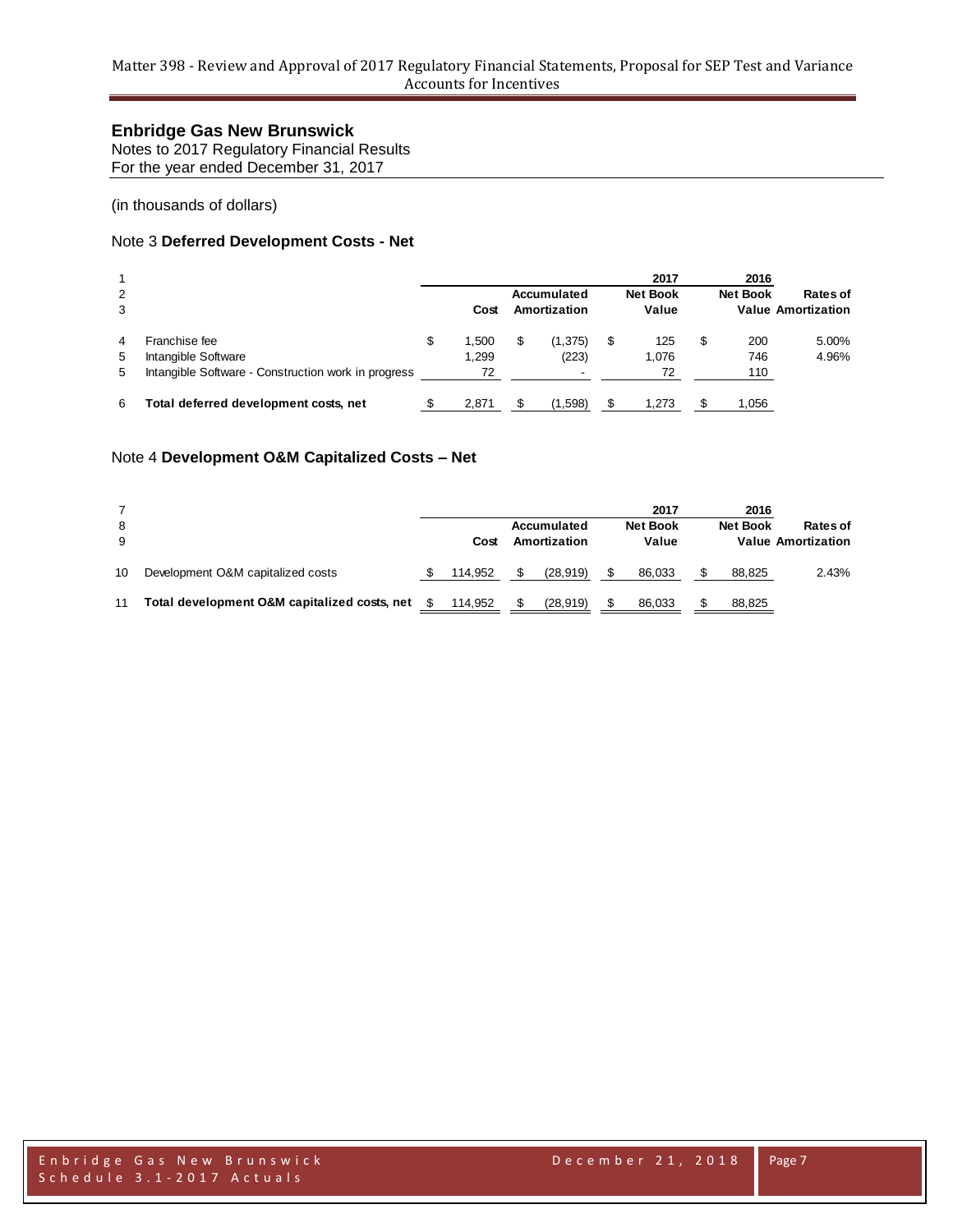# Enbridge Gas New Brunswick

Notes to 2017 Regulatory Financial Results
For the year ended December 31, 2017

(in thousands of dollars)

## Note 3 **Deferred Development Costs - Net**

| | | Cost | Accumulated Amortization | 2017 Net Book Value | 2016 Net Book Value | Rates of Amortization |
|---|---|---|---|---|---|---|
| 4 | Franchise fee | $ 1,500 | $ (1,375) | $ 125 | $ 200 | 5.00% |
| 5 | Intangible Software | 1,299 | (223) | 1,076 | 746 | 4.96% |
| 5 | Intangible Software - Construction work in progress | 72 | - | 72 | 110 | |
| 6 | **Total deferred development costs, net** | $ 2,871 | $ (1,598) | $ 1,273 | $ 1,056 | |

## Note 4 **Development O&M Capitalized Costs – Net**

| | | Cost | Accumulated Amortization | 2017 Net Book Value | 2016 Net Book Value | Rates of Amortization |
|---|---|---|---|---|---|---|
| 10 | Development O&M capitalized costs | $ 114,952 | $ (28,919) | $ 86,033 | $ 88,825 | 2.43% |
| 11 | **Total development O&M capitalized costs, net** | $ 114,952 | $ (28,919) | $ 86,033 | $ 88,825 | |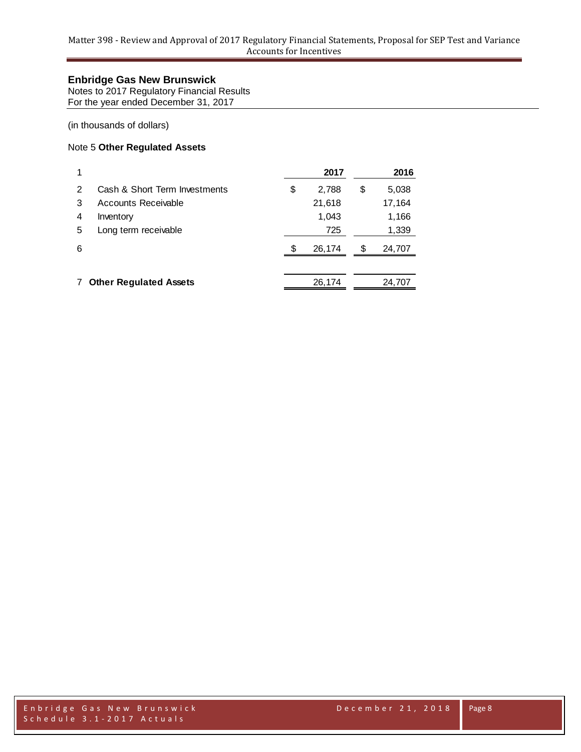## Enbridge Gas New Brunswick

Notes to 2017 Regulatory Financial Results
For the year ended December 31, 2017

(in thousands of dollars)

### Note 5 **Other Regulated Assets**

| | | 2017 | 2016 |
|---|---|---|---|
| 1 | | **2017** | **2016** |
| 2 | Cash & Short Term Investments | $ 2,788 | $ 5,038 |
| 3 | Accounts Receivable | 21,618 | 17,164 |
| 4 | Inventory | 1,043 | 1,166 |
| 5 | Long term receivable | 725 | 1,339 |
| 6 | | $ 26,174 | $ 24,707 |
| 7 | **Other Regulated Assets** | 26,174 | 24,707 |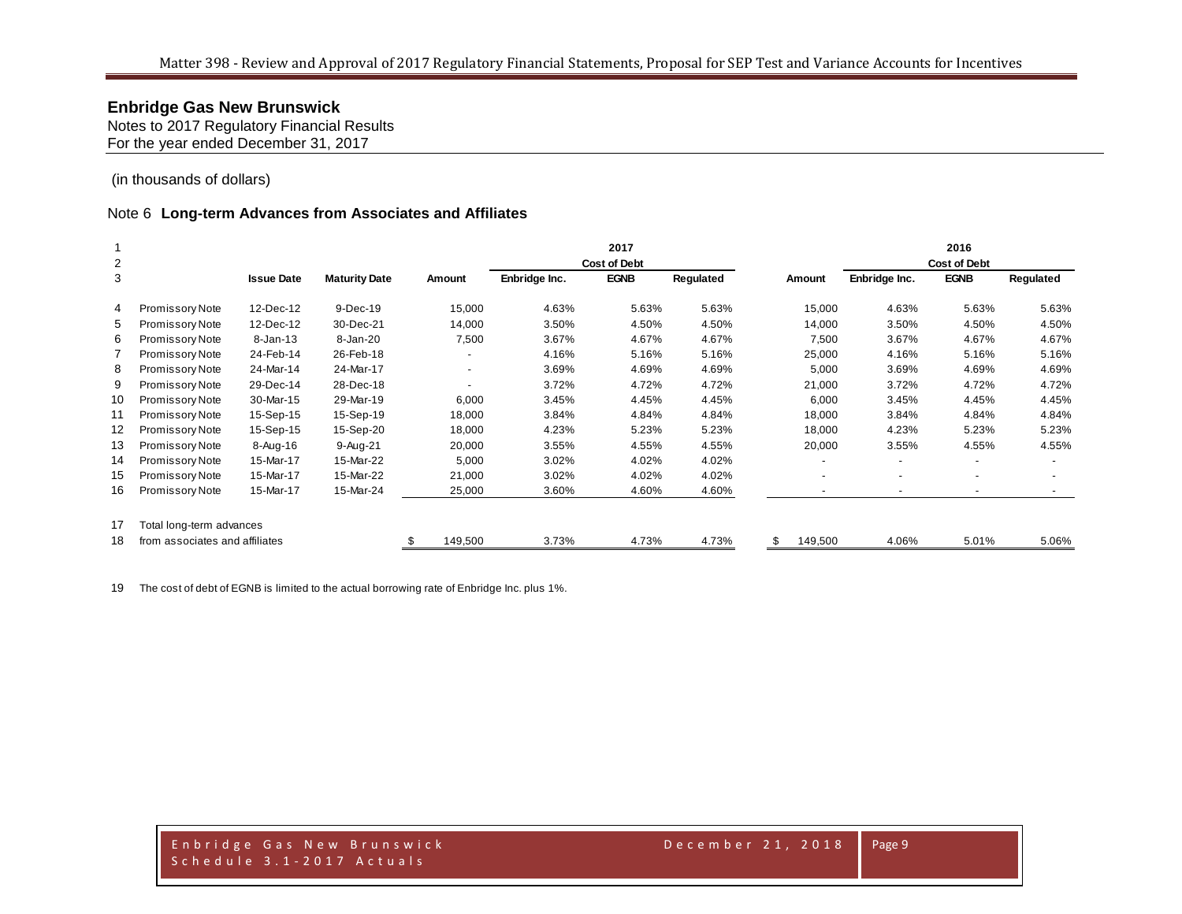**Enbridge Gas New Brunswick**
Notes to 2017 Regulatory Financial Results
For the year ended December 31, 2017

(in thousands of dollars)

## Note 6 Long-term Advances from Associates and Affiliates

| | | | | 2017 | | | | 2016 | | | |
|---|---|---|---|---|---|---|---|---|---|---|---|
| | | | | | Cost of Debt | | | | Cost of Debt | | |
| | Issue Date | Maturity Date | Amount | Enbridge Inc. | EGNB | Regulated | Amount | Enbridge Inc. | EGNB | Regulated |
| Promissory Note | 12-Dec-12 | 9-Dec-19 | 15,000 | 4.63% | 5.63% | 5.63% | 15,000 | 4.63% | 5.63% | 5.63% |
| Promissory Note | 12-Dec-12 | 30-Dec-21 | 14,000 | 3.50% | 4.50% | 4.50% | 14,000 | 3.50% | 4.50% | 4.50% |
| Promissory Note | 8-Jan-13 | 8-Jan-20 | 7,500 | 3.67% | 4.67% | 4.67% | 7,500 | 3.67% | 4.67% | 4.67% |
| Promissory Note | 24-Feb-14 | 26-Feb-18 | - | 4.16% | 5.16% | 5.16% | 25,000 | 4.16% | 5.16% | 5.16% |
| Promissory Note | 24-Mar-14 | 24-Mar-17 | - | 3.69% | 4.69% | 4.69% | 5,000 | 3.69% | 4.69% | 4.69% |
| Promissory Note | 29-Dec-14 | 28-Dec-18 | - | 3.72% | 4.72% | 4.72% | 21,000 | 3.72% | 4.72% | 4.72% |
| Promissory Note | 30-Mar-15 | 29-Mar-19 | 6,000 | 3.45% | 4.45% | 4.45% | 6,000 | 3.45% | 4.45% | 4.45% |
| Promissory Note | 15-Sep-15 | 15-Sep-19 | 18,000 | 3.84% | 4.84% | 4.84% | 18,000 | 3.84% | 4.84% | 4.84% |
| Promissory Note | 15-Sep-15 | 15-Sep-20 | 18,000 | 4.23% | 5.23% | 5.23% | 18,000 | 4.23% | 5.23% | 5.23% |
| Promissory Note | 8-Aug-16 | 9-Aug-21 | 20,000 | 3.55% | 4.55% | 4.55% | 20,000 | 3.55% | 4.55% | 4.55% |
| Promissory Note | 15-Mar-17 | 15-Mar-22 | 5,000 | 3.02% | 4.02% | 4.02% | - | - | - | - |
| Promissory Note | 15-Mar-17 | 15-Mar-22 | 21,000 | 3.02% | 4.02% | 4.02% | - | - | - | - |
| Promissory Note | 15-Mar-17 | 15-Mar-24 | 25,000 | 3.60% | 4.60% | 4.60% | - | - | - | - |
| Total long-term advances from associates and affiliates | | | $ 149,500 | 3.73% | 4.73% | 4.73% | $ 149,500 | 4.06% | 5.01% | 5.06% |

The cost of debt of EGNB is limited to the actual borrowing rate of Enbridge Inc. plus 1%.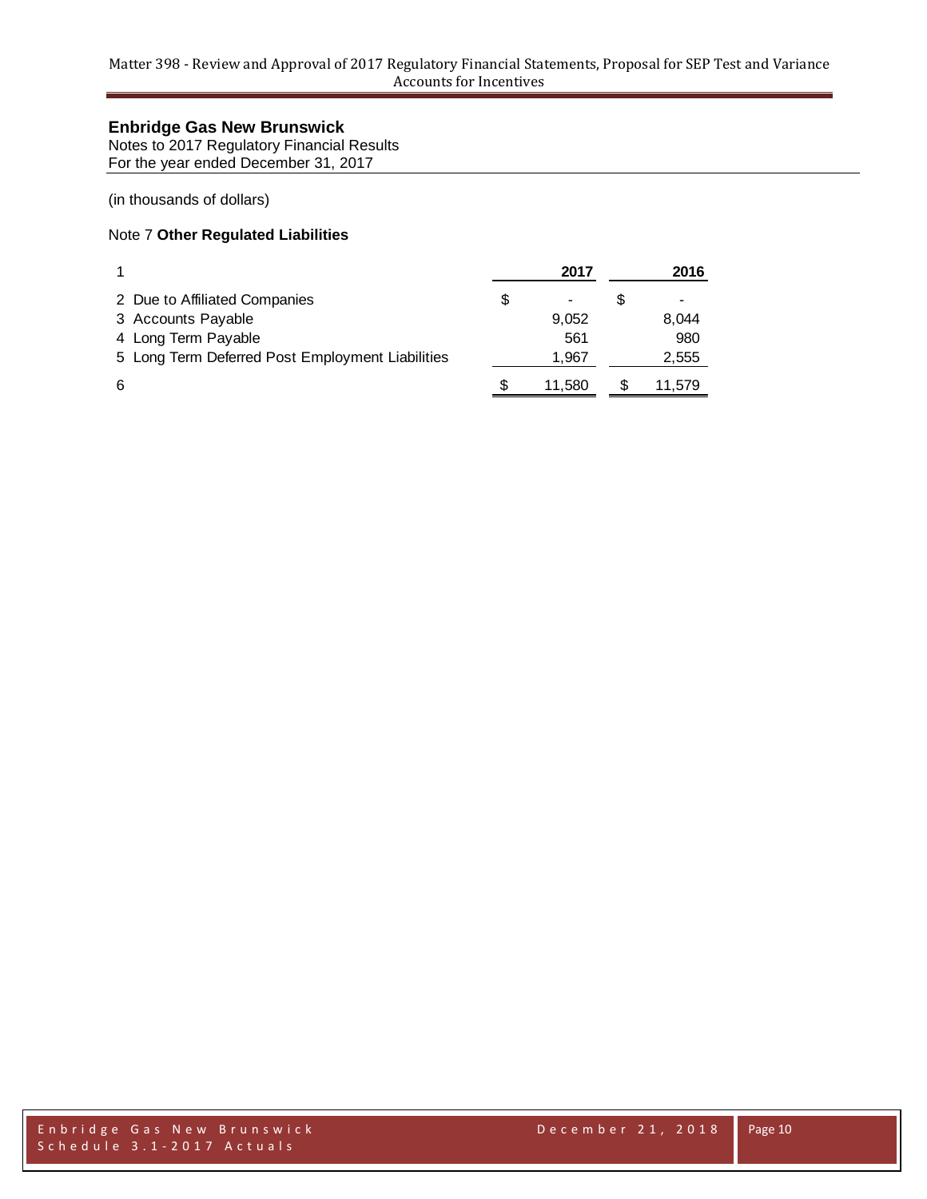**Enbridge Gas New Brunswick**
Notes to 2017 Regulatory Financial Results
For the year ended December 31, 2017

(in thousands of dollars)

Note 7 **Other Regulated Liabilities**

| 1 | | 2017 | | 2016 |
|---|---|---|---|---|
| 2 Due to Affiliated Companies | $ | - | $ | - |
| 3 Accounts Payable | | 9,052 | | 8,044 |
| 4 Long Term Payable | | 561 | | 980 |
| 5 Long Term Deferred Post Employment Liabilities | | 1,967 | | 2,555 |
| 6 | $ | 11,580 | $ | 11,579 |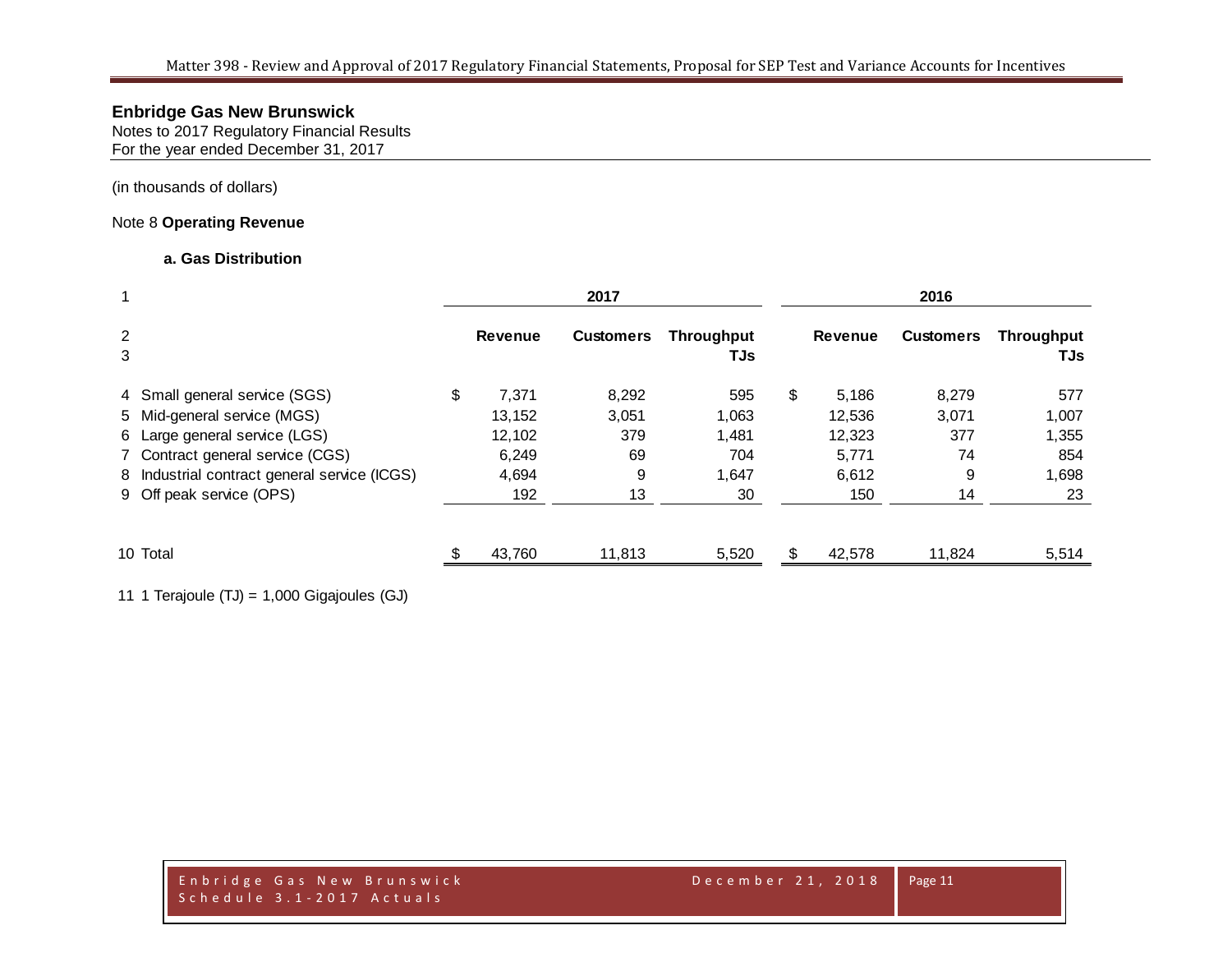**Enbridge Gas New Brunswick**
Notes to 2017 Regulatory Financial Results
For the year ended December 31, 2017

(in thousands of dollars)

Note 8 **Operating Revenue**

**a. Gas Distribution**

| 1 | | 2017 | | | 2016 | | |
|---|---|---|---|---|---|---|---|
| 2<br>3 | | **Revenue** | **Customers** | **Throughput TJs** | **Revenue** | **Customers** | **Throughput TJs** |
| 4 | Small general service (SGS) | $ 7,371 | 8,292 | 595 | $ 5,186 | 8,279 | 577 |
| 5 | Mid-general service (MGS) | 13,152 | 3,051 | 1,063 | 12,536 | 3,071 | 1,007 |
| 6 | Large general service (LGS) | 12,102 | 379 | 1,481 | 12,323 | 377 | 1,355 |
| 7 | Contract general service (CGS) | 6,249 | 69 | 704 | 5,771 | 74 | 854 |
| 8 | Industrial contract general service (ICGS) | 4,694 | 9 | 1,647 | 6,612 | 9 | 1,698 |
| 9 | Off peak service (OPS) | 192 | 13 | 30 | 150 | 14 | 23 |
| 10 | Total | $ 43,760 | 11,813 | 5,520 | $ 42,578 | 11,824 | 5,514 |

11 1 Terajoule (TJ) = 1,000 Gigajoules (GJ)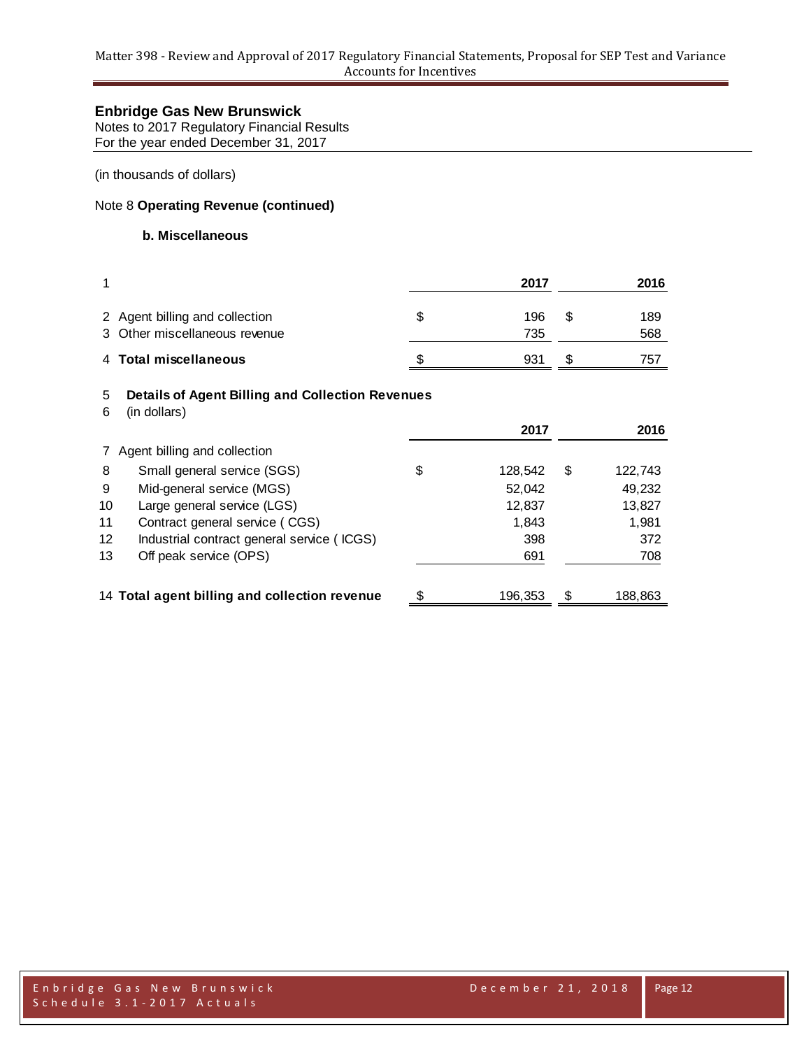# Enbridge Gas New Brunswick

Notes to 2017 Regulatory Financial Results
For the year ended December 31, 2017

(in thousands of dollars)

## Note 8 **Operating Revenue (continued)**

### b. Miscellaneous

| | | 2017 | 2016 |
|---|---|---|---|
| 1 | | | |
| 2 | Agent billing and collection | $ 196 | $ 189 |
| 3 | Other miscellaneous revenue | 735 | 568 |
| 4 | **Total miscellaneous** | $ 931 | $ 757 |

5 **Details of Agent Billing and Collection Revenues**
6 (in dollars)

| | | 2017 | 2016 |
|---|---|---|---|
| 7 | Agent billing and collection | | |
| 8 | Small general service (SGS) | $ 128,542 | $ 122,743 |
| 9 | Mid-general service (MGS) | 52,042 | 49,232 |
| 10 | Large general service (LGS) | 12,837 | 13,827 |
| 11 | Contract general service ( CGS) | 1,843 | 1,981 |
| 12 | Industrial contract general service ( ICGS) | 398 | 372 |
| 13 | Off peak service (OPS) | 691 | 708 |
| 14 | **Total agent billing and collection revenue** | $ 196,353 | $ 188,863 |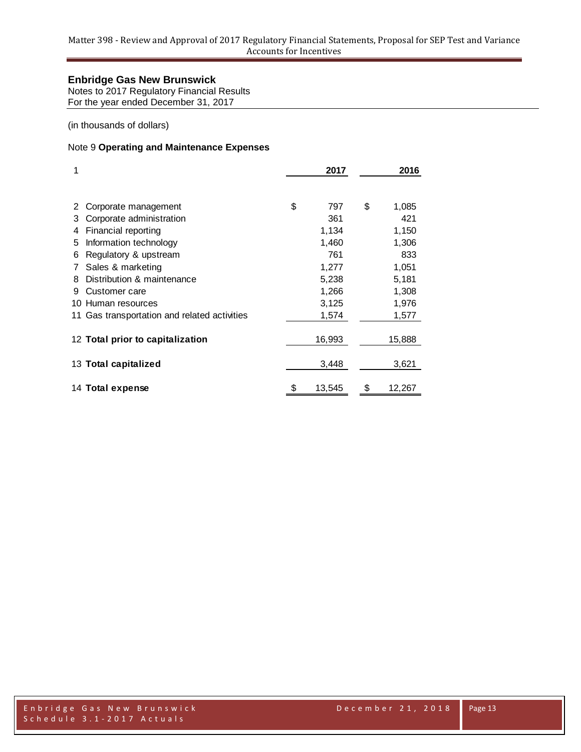## Enbridge Gas New Brunswick

Notes to 2017 Regulatory Financial Results
For the year ended December 31, 2017

(in thousands of dollars)

### Note 9 **Operating and Maintenance Expenses**

| 1 | | 2017 | 2016 |
|---|---|---|---|
| 2 | Corporate management | $ 797 | $ 1,085 |
| 3 | Corporate administration | 361 | 421 |
| 4 | Financial reporting | 1,134 | 1,150 |
| 5 | Information technology | 1,460 | 1,306 |
| 6 | Regulatory & upstream | 761 | 833 |
| 7 | Sales & marketing | 1,277 | 1,051 |
| 8 | Distribution & maintenance | 5,238 | 5,181 |
| 9 | Customer care | 1,266 | 1,308 |
| 10 | Human resources | 3,125 | 1,976 |
| 11 | Gas transportation and related activities | 1,574 | 1,577 |
| 12 | **Total prior to capitalization** | 16,993 | 15,888 |
| 13 | **Total capitalized** | 3,448 | 3,621 |
| 14 | **Total expense** | $ 13,545 | $ 12,267 |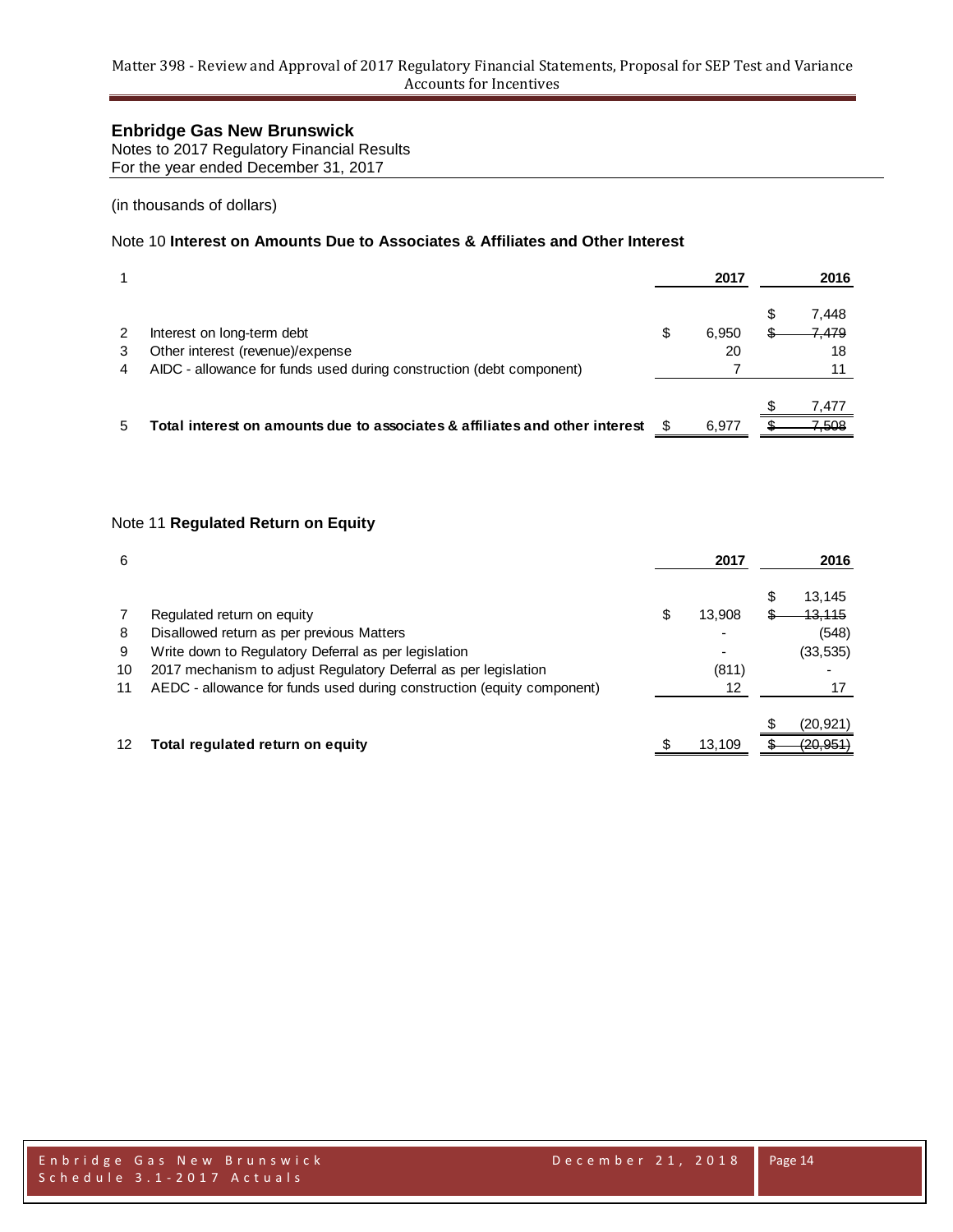## Enbridge Gas New Brunswick

Notes to 2017 Regulatory Financial Results
For the year ended December 31, 2017

(in thousands of dollars)

### Note 10 **Interest on Amounts Due to Associates & Affiliates and Other Interest**

| 1 | | 2017 | 2016 |
|---|---|---|---|
| 2 | Interest on long-term debt | $ 6,950 | $ 7,448 ~~$ 7,479~~ |
| 3 | Other interest (revenue)/expense | 20 | 18 |
| 4 | AIDC - allowance for funds used during construction (debt component) | 7 | 11 |
| 5 | **Total interest on amounts due to associates & affiliates and other interest** | $ 6,977 | $ 7,477 ~~$ 7,508~~ |

### Note 11 **Regulated Return on Equity**

| 6 | | 2017 | 2016 |
|---|---|---|---|
| 7 | Regulated return on equity | $ 13,908 | $ 13,145 ~~$ 13,115~~ |
| 8 | Disallowed return as per previous Matters | - | (548) |
| 9 | Write down to Regulatory Deferral as per legislation | - | (33,535) |
| 10 | 2017 mechanism to adjust Regulatory Deferral as per legislation | (811) | - |
| 11 | AEDC - allowance for funds used during construction (equity component) | 12 | 17 |
| 12 | **Total regulated return on equity** | $ 13,109 | $ (20,921) ~~$ (20,951)~~ |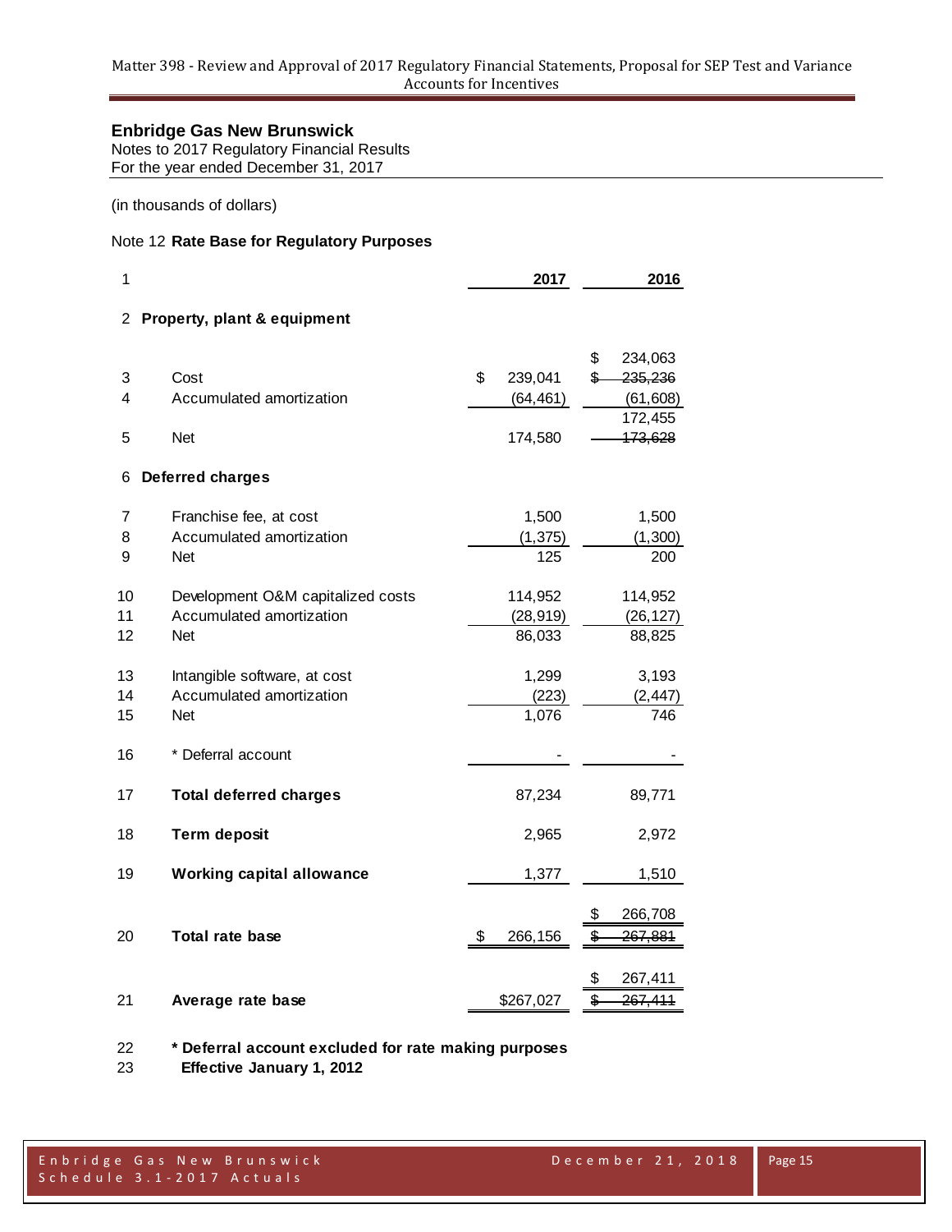# Enbridge Gas New Brunswick

Notes to 2017 Regulatory Financial Results
For the year ended December 31, 2017

(in thousands of dollars)

Note 12 **Rate Base for Regulatory Purposes**

| 1 | | 2017 | 2016 |
|---|---|---|---|
| 2 | **Property, plant & equipment** | | |
| 3 | Cost | $ 239,041 | $ 234,063 ~~$ 235,236~~ |
| 4 | Accumulated amortization | (64,461) | (61,608) |
| 5 | Net | 174,580 | 172,455 ~~173,628~~ |
| 6 | **Deferred charges** | | |
| 7 | Franchise fee, at cost | 1,500 | 1,500 |
| 8 | Accumulated amortization | (1,375) | (1,300) |
| 9 | Net | 125 | 200 |
| 10 | Development O&M capitalized costs | 114,952 | 114,952 |
| 11 | Accumulated amortization | (28,919) | (26,127) |
| 12 | Net | 86,033 | 88,825 |
| 13 | Intangible software, at cost | 1,299 | 3,193 |
| 14 | Accumulated amortization | (223) | (2,447) |
| 15 | Net | 1,076 | 746 |
| 16 | * Deferral account | - | - |
| 17 | **Total deferred charges** | 87,234 | 89,771 |
| 18 | **Term deposit** | 2,965 | 2,972 |
| 19 | **Working capital allowance** | 1,377 | 1,510 |
| 20 | **Total rate base** | $ 266,156 | $ 266,708 ~~$ 267,881~~ |
| 21 | **Average rate base** | $267,027 | $ 267,411 ~~$ 267,411~~ |

22 **\* Deferral account excluded for rate making purposes**
23 **Effective January 1, 2012**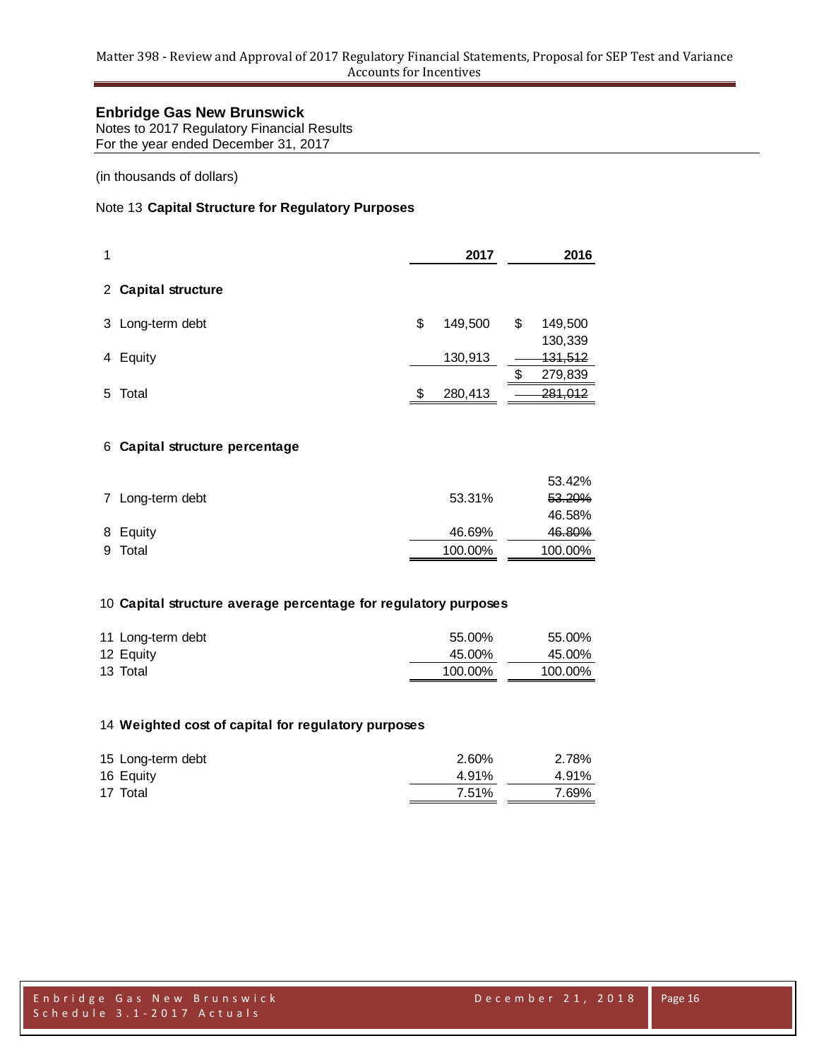**Enbridge Gas New Brunswick**
Notes to 2017 Regulatory Financial Results
For the year ended December 31, 2017

(in thousands of dollars)

Note 13 **Capital Structure for Regulatory Purposes**

| 1 | | 2017 | 2016 |
|---|---|---|---|
| 2 | **Capital structure** | | |
| 3 | Long-term debt | $ 149,500 | $ 149,500 |
| 4 | Equity | 130,913 | 130,339 ~~131,512~~ |
| 5 | Total | $ 280,413 | $ 279,839 ~~281,012~~ |
| 6 | **Capital structure percentage** | | |
| 7 | Long-term debt | 53.31% | 53.42% ~~53.20%~~ |
| 8 | Equity | 46.69% | 46.58% ~~46.80%~~ |
| 9 | Total | 100.00% | 100.00% |
| 10 | **Capital structure average percentage for regulatory purposes** | | |
| 11 | Long-term debt | 55.00% | 55.00% |
| 12 | Equity | 45.00% | 45.00% |
| 13 | Total | 100.00% | 100.00% |
| 14 | **Weighted cost of capital for regulatory purposes** | | |
| 15 | Long-term debt | 2.60% | 2.78% |
| 16 | Equity | 4.91% | 4.91% |
| 17 | Total | 7.51% | 7.69% |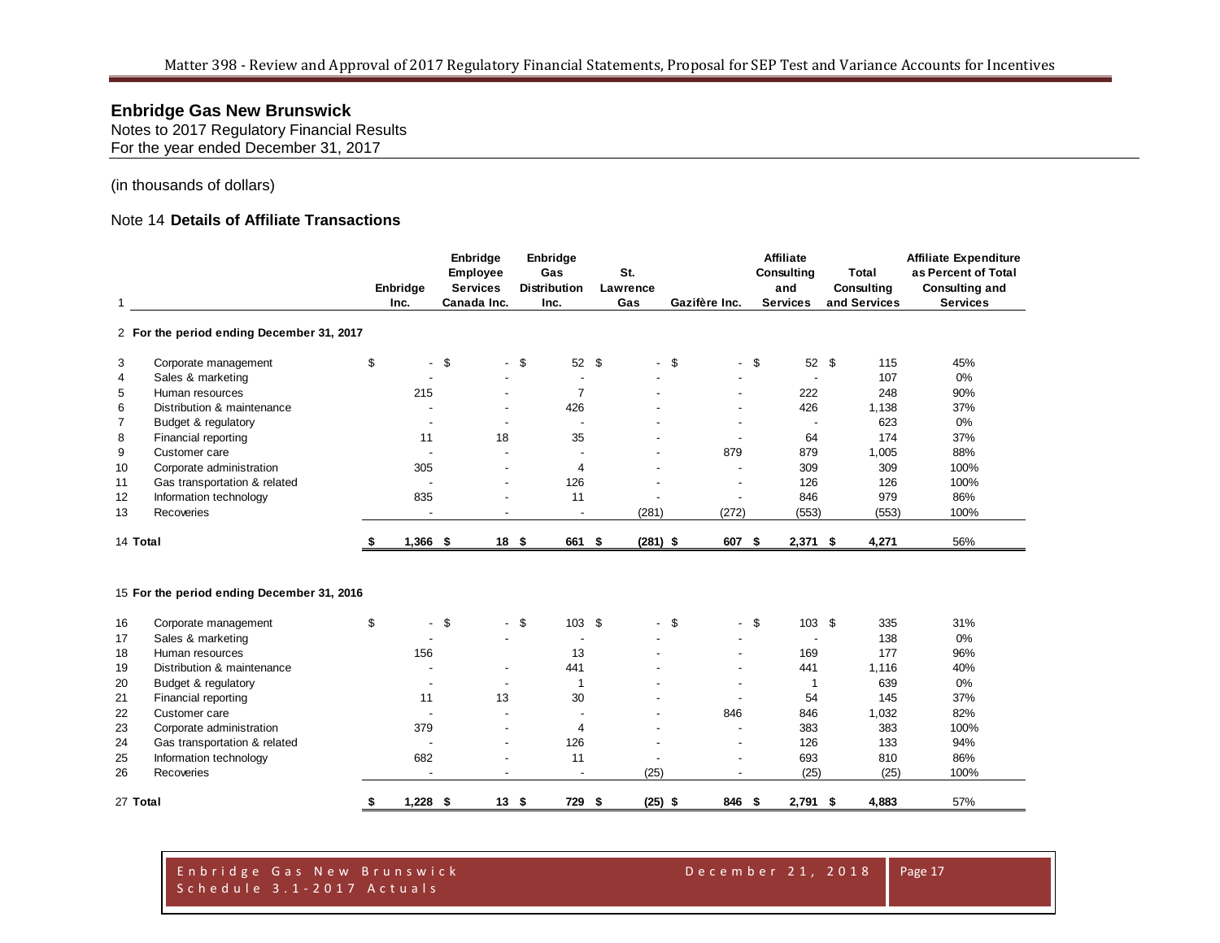## Enbridge Gas New Brunswick

Notes to 2017 Regulatory Financial Results
For the year ended December 31, 2017

(in thousands of dollars)

### Note 14 **Details of Affiliate Transactions**

| 1 | | Enbridge Inc. | Enbridge Employee Services Canada Inc. | Enbridge Gas Distribution Inc. | St. Lawrence Gas | Gazifère Inc. | Affiliate Consulting and Services | Total Consulting and Services | Affiliate Expenditure as Percent of Total Consulting and Services |
|---|---|---|---|---|---|---|---|---|---|
| 2 | **For the period ending December 31, 2017** | | | | | | | | |
| 3 | Corporate management | $ - | $ - | $ 52 | $ - | $ - | $ 52 | $ 115 | 45% |
| 4 | Sales & marketing | - | - | - | - | - | - | 107 | 0% |
| 5 | Human resources | 215 | - | 7 | - | - | 222 | 248 | 90% |
| 6 | Distribution & maintenance | - | - | 426 | - | - | 426 | 1,138 | 37% |
| 7 | Budget & regulatory | - | - | - | - | - | - | 623 | 0% |
| 8 | Financial reporting | 11 | 18 | 35 | - | - | 64 | 174 | 37% |
| 9 | Customer care | - | - | - | - | 879 | 879 | 1,005 | 88% |
| 10 | Corporate administration | 305 | - | 4 | - | - | 309 | 309 | 100% |
| 11 | Gas transportation & related | - | - | 126 | - | - | 126 | 126 | 100% |
| 12 | Information technology | 835 | - | 11 | - | - | 846 | 979 | 86% |
| 13 | Recoveries | - | - | - | (281) | (272) | (553) | (553) | 100% |
| 14 | **Total** | **$ 1,366** | **$ 18** | **$ 661** | **$ (281)** | **$ 607** | **$ 2,371** | **$ 4,271** | 56% |
| 15 | **For the period ending December 31, 2016** | | | | | | | | |
| 16 | Corporate management | $ - | $ - | $ 103 | $ - | $ - | $ 103 | $ 335 | 31% |
| 17 | Sales & marketing | - | - | - | - | - | - | 138 | 0% |
| 18 | Human resources | 156 | | 13 | - | - | 169 | 177 | 96% |
| 19 | Distribution & maintenance | - | - | 441 | - | - | 441 | 1,116 | 40% |
| 20 | Budget & regulatory | - | - | 1 | - | - | 1 | 639 | 0% |
| 21 | Financial reporting | 11 | 13 | 30 | - | - | 54 | 145 | 37% |
| 22 | Customer care | - | - | - | - | 846 | 846 | 1,032 | 82% |
| 23 | Corporate administration | 379 | - | 4 | - | - | 383 | 383 | 100% |
| 24 | Gas transportation & related | - | - | 126 | - | - | 126 | 133 | 94% |
| 25 | Information technology | 682 | - | 11 | - | - | 693 | 810 | 86% |
| 26 | Recoveries | - | - | - | (25) | - | (25) | (25) | 100% |
| 27 | **Total** | **$ 1,228** | **$ 13** | **$ 729** | **$ (25)** | **$ 846** | **$ 2,791** | **$ 4,883** | 57% |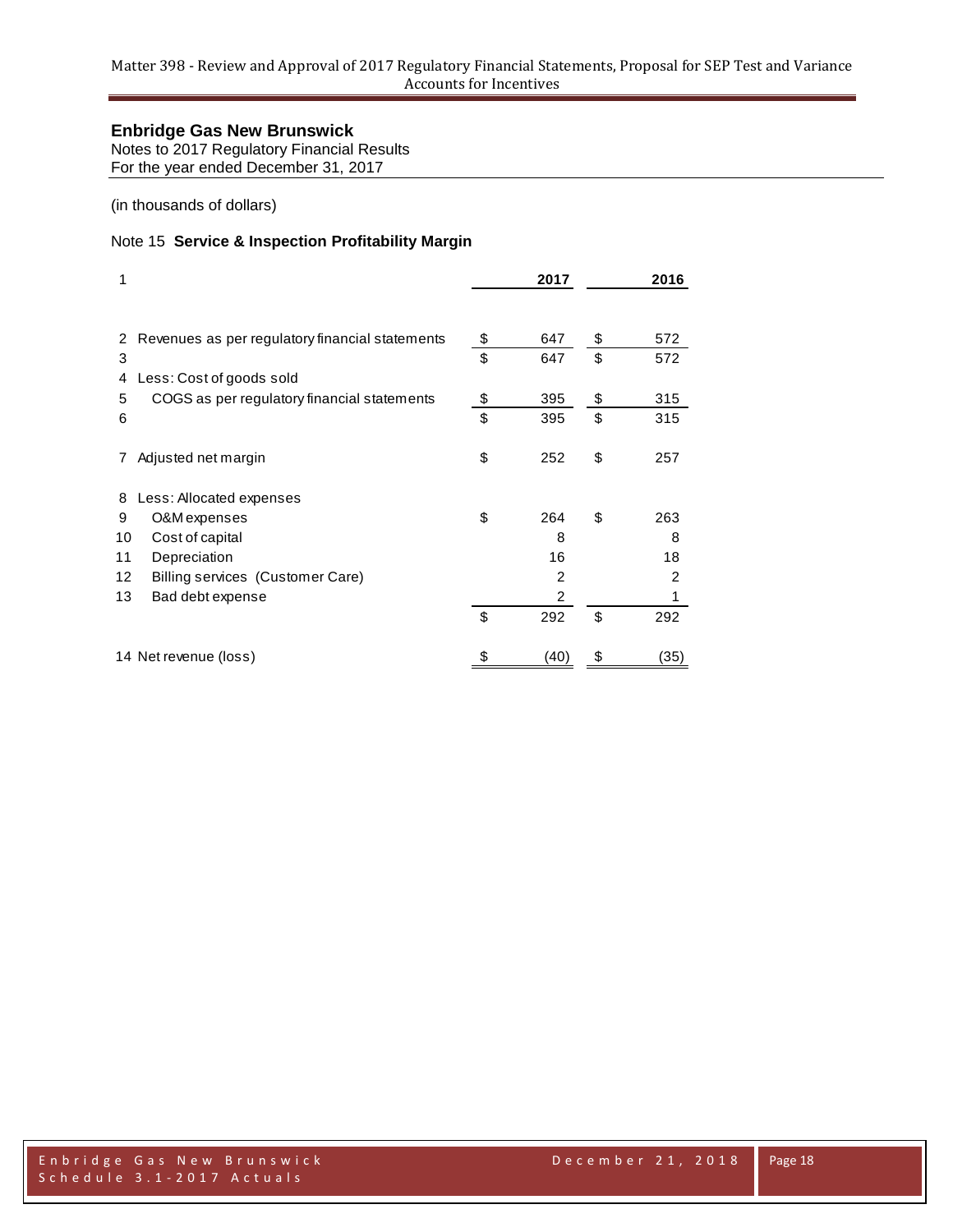## Enbridge Gas New Brunswick

Notes to 2017 Regulatory Financial Results
For the year ended December 31, 2017

(in thousands of dollars)

### Note 15 **Service & Inspection Profitability Margin**

| 1 | | 2017 | 2016 |
|---|---|---|---|
| 2 | Revenues as per regulatory financial statements | $ 647 | $ 572 |
| 3 | | $ 647 | $ 572 |
| 4 | Less: Cost of goods sold | | |
| 5 | COGS as per regulatory financial statements | $ 395 | $ 315 |
| 6 | | $ 395 | $ 315 |
| 7 | Adjusted net margin | $ 252 | $ 257 |
| 8 | Less: Allocated expenses | | |
| 9 | O&M expenses | $ 264 | $ 263 |
| 10 | Cost of capital | 8 | 8 |
| 11 | Depreciation | 16 | 18 |
| 12 | Billing services (Customer Care) | 2 | 2 |
| 13 | Bad debt expense | 2 | 1 |
| | | $ 292 | $ 292 |
| 14 | Net revenue (loss) | $ (40) | $ (35) |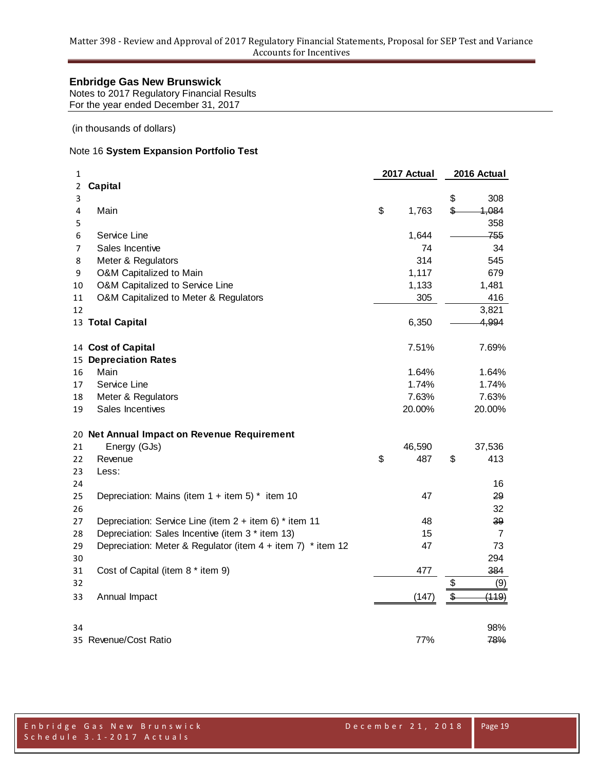## Enbridge Gas New Brunswick

Notes to 2017 Regulatory Financial Results
For the year ended December 31, 2017

(in thousands of dollars)

Note 16 **System Expansion Portfolio Test**

| | | 2017 Actual | 2016 Actual |
|---|---|---|---|
| 1 | | | |
| 2 | **Capital** | | |
| 3 | | | $ 308 |
| 4 | Main | $ 1,763 | ~~$ 1,084~~ |
| 5 | | | 358 |
| 6 | Service Line | 1,644 | ~~755~~ |
| 7 | Sales Incentive | 74 | 34 |
| 8 | Meter & Regulators | 314 | 545 |
| 9 | O&M Capitalized to Main | 1,117 | 679 |
| 10 | O&M Capitalized to Service Line | 1,133 | 1,481 |
| 11 | O&M Capitalized to Meter & Regulators | 305 | 416 |
| 12 | | | 3,821 |
| 13 | **Total Capital** | 6,350 | ~~4,994~~ |
| 14 | **Cost of Capital** | 7.51% | 7.69% |
| 15 | **Depreciation Rates** | | |
| 16 | Main | 1.64% | 1.64% |
| 17 | Service Line | 1.74% | 1.74% |
| 18 | Meter & Regulators | 7.63% | 7.63% |
| 19 | Sales Incentives | 20.00% | 20.00% |
| 20 | **Net Annual Impact on Revenue Requirement** | | |
| 21 | Energy (GJs) | 46,590 | 37,536 |
| 22 | Revenue | $ 487 | $ 413 |
| 23 | Less: | | |
| 24 | | | 16 |
| 25 | Depreciation: Mains (item 1 + item 5) * item 10 | 47 | ~~29~~ |
| 26 | | | 32 |
| 27 | Depreciation: Service Line (item 2 + item 6) * item 11 | 48 | ~~39~~ |
| 28 | Depreciation: Sales Incentive (item 3 * item 13) | 15 | 7 |
| 29 | Depreciation: Meter & Regulator (item 4 + item 7) * item 12 | 47 | 73 |
| 30 | | | 294 |
| 31 | Cost of Capital (item 8 * item 9) | 477 | ~~384~~ |
| 32 | | | $ (9) |
| 33 | Annual Impact | (147) | ~~$ (119)~~ |
| 34 | | | 98% |
| 35 | Revenue/Cost Ratio | 77% | ~~78%~~ |